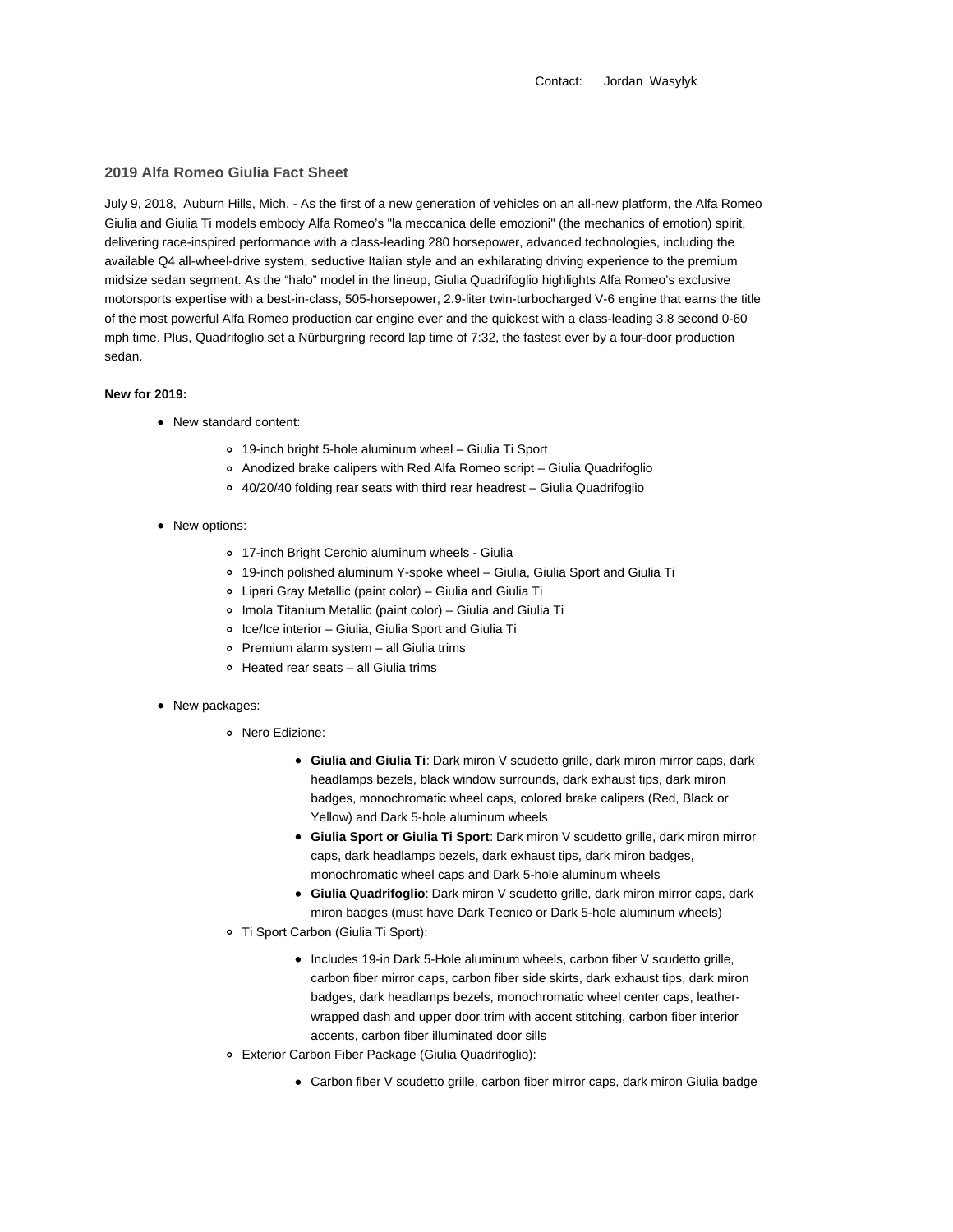Contact: Jordan Wasylyk

## 2019 Alfa Romeo Giulia Fact Sheet

July 9, 2018, Auburn Hills, Mich. - As the first of a new generation of vehicles on an all-new platform, the Alfa Romeo Giulia and Giulia Ti models embody Alfa Romeo's "la meccanica delle emozioni" (the mechanics of emotion) spirit, delivering race-inspired performance with a class-leading 280 horsepower, advanced technologies, including the available Q4 all-wheel-drive system, seductive Italian style and an exhilarating driving experience to the premium midsize sedan segment. As the "halo" model in the lineup, Giulia Quadrifoglio highlights Alfa Romeo's exclusive motorsports expertise with a best-in-class, 505-horsepower, 2.9-liter twin-turbocharged V-6 engine that earns the title of the most powerful Alfa Romeo production car engine ever and the quickest with a class-leading 3.8 second 0-60 mph time. Plus, Quadrifoglio set a Nürburgring record lap time of 7:32, the fastest ever by a four-door production sedan.

**New for 2019:**

- New standard content:
  - 19-inch bright 5-hole aluminum wheel – Giulia Ti Sport
  - Anodized brake calipers with Red Alfa Romeo script – Giulia Quadrifoglio
  - 40/20/40 folding rear seats with third rear headrest – Giulia Quadrifoglio

- New options:
  - 17-inch Bright Cerchio aluminum wheels - Giulia
  - 19-inch polished aluminum Y-spoke wheel – Giulia, Giulia Sport and Giulia Ti
  - Lipari Gray Metallic (paint color) – Giulia and Giulia Ti
  - Imola Titanium Metallic (paint color) – Giulia and Giulia Ti
  - Ice/Ice interior – Giulia, Giulia Sport and Giulia Ti
  - Premium alarm system – all Giulia trims
  - Heated rear seats – all Giulia trims

- New packages:
  - Nero Edizione:
    - **Giulia and Giulia Ti**: Dark miron V scudetto grille, dark miron mirror caps, dark headlamps bezels, black window surrounds, dark exhaust tips, dark miron badges, monochromatic wheel caps, colored brake calipers (Red, Black or Yellow) and Dark 5-hole aluminum wheels
    - **Giulia Sport or Giulia Ti Sport**: Dark miron V scudetto grille, dark miron mirror caps, dark headlamps bezels, dark exhaust tips, dark miron badges, monochromatic wheel caps and Dark 5-hole aluminum wheels
    - **Giulia Quadrifoglio**: Dark miron V scudetto grille, dark miron mirror caps, dark miron badges (must have Dark Tecnico or Dark 5-hole aluminum wheels)
  - Ti Sport Carbon (Giulia Ti Sport):
    - Includes 19-in Dark 5-Hole aluminum wheels, carbon fiber V scudetto grille, carbon fiber mirror caps, carbon fiber side skirts, dark exhaust tips, dark miron badges, dark headlamps bezels, monochromatic wheel center caps, leather-wrapped dash and upper door trim with accent stitching, carbon fiber interior accents, carbon fiber illuminated door sills
  - Exterior Carbon Fiber Package (Giulia Quadrifoglio):
    - Carbon fiber V scudetto grille, carbon fiber mirror caps, dark miron Giulia badge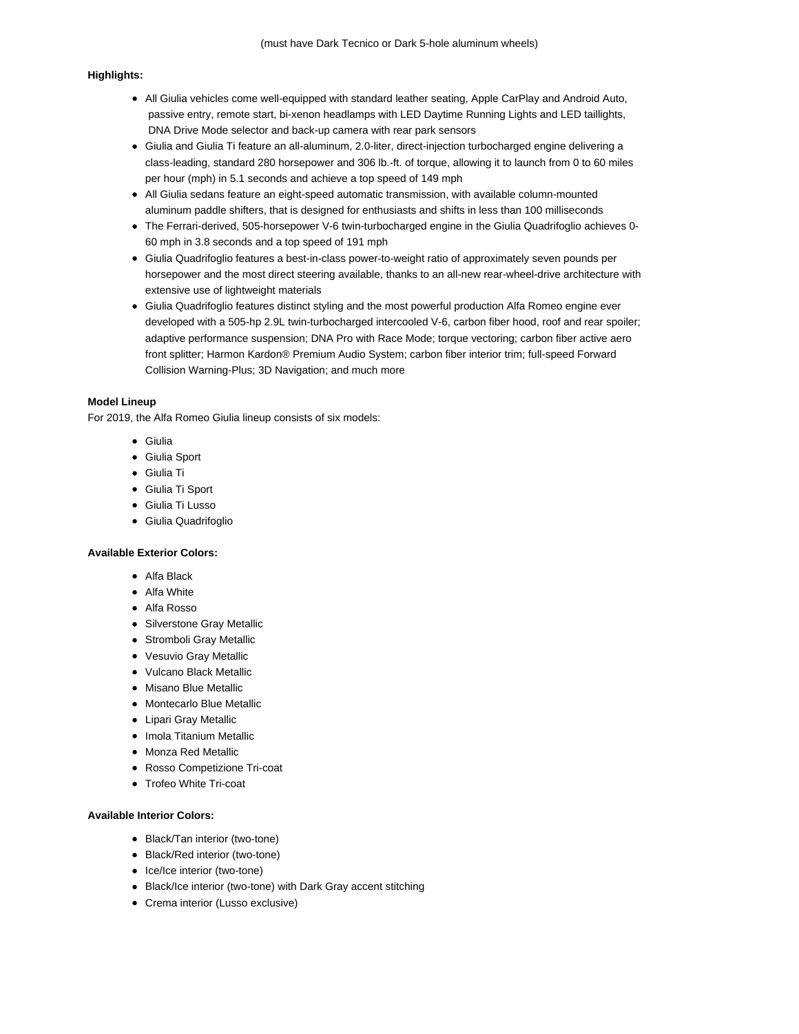(must have Dark Tecnico or Dark 5-hole aluminum wheels)

**Highlights:**

- All Giulia vehicles come well-equipped with standard leather seating, Apple CarPlay and Android Auto, passive entry, remote start, bi-xenon headlamps with LED Daytime Running Lights and LED taillights, DNA Drive Mode selector and back-up camera with rear park sensors
- Giulia and Giulia Ti feature an all-aluminum, 2.0-liter, direct-injection turbocharged engine delivering a class-leading, standard 280 horsepower and 306 lb.-ft. of torque, allowing it to launch from 0 to 60 miles per hour (mph) in 5.1 seconds and achieve a top speed of 149 mph
- All Giulia sedans feature an eight-speed automatic transmission, with available column-mounted aluminum paddle shifters, that is designed for enthusiasts and shifts in less than 100 milliseconds
- The Ferrari-derived, 505-horsepower V-6 twin-turbocharged engine in the Giulia Quadrifoglio achieves 0-60 mph in 3.8 seconds and a top speed of 191 mph
- Giulia Quadrifoglio features a best-in-class power-to-weight ratio of approximately seven pounds per horsepower and the most direct steering available, thanks to an all-new rear-wheel-drive architecture with extensive use of lightweight materials
- Giulia Quadrifoglio features distinct styling and the most powerful production Alfa Romeo engine ever developed with a 505-hp 2.9L twin-turbocharged intercooled V-6, carbon fiber hood, roof and rear spoiler; adaptive performance suspension; DNA Pro with Race Mode; torque vectoring; carbon fiber active aero front splitter; Harmon Kardon® Premium Audio System; carbon fiber interior trim; full-speed Forward Collision Warning-Plus; 3D Navigation; and much more

**Model Lineup**

For 2019, the Alfa Romeo Giulia lineup consists of six models:

- Giulia
- Giulia Sport
- Giulia Ti
- Giulia Ti Sport
- Giulia Ti Lusso
- Giulia Quadrifoglio

**Available Exterior Colors:**

- Alfa Black
- Alfa White
- Alfa Rosso
- Silverstone Gray Metallic
- Stromboli Gray Metallic
- Vesuvio Gray Metallic
- Vulcano Black Metallic
- Misano Blue Metallic
- Montecarlo Blue Metallic
- Lipari Gray Metallic
- Imola Titanium Metallic
- Monza Red Metallic
- Rosso Competizione Tri-coat
- Trofeo White Tri-coat

**Available Interior Colors:**

- Black/Tan interior (two-tone)
- Black/Red interior (two-tone)
- Ice/Ice interior (two-tone)
- Black/Ice interior (two-tone) with Dark Gray accent stitching
- Crema interior (Lusso exclusive)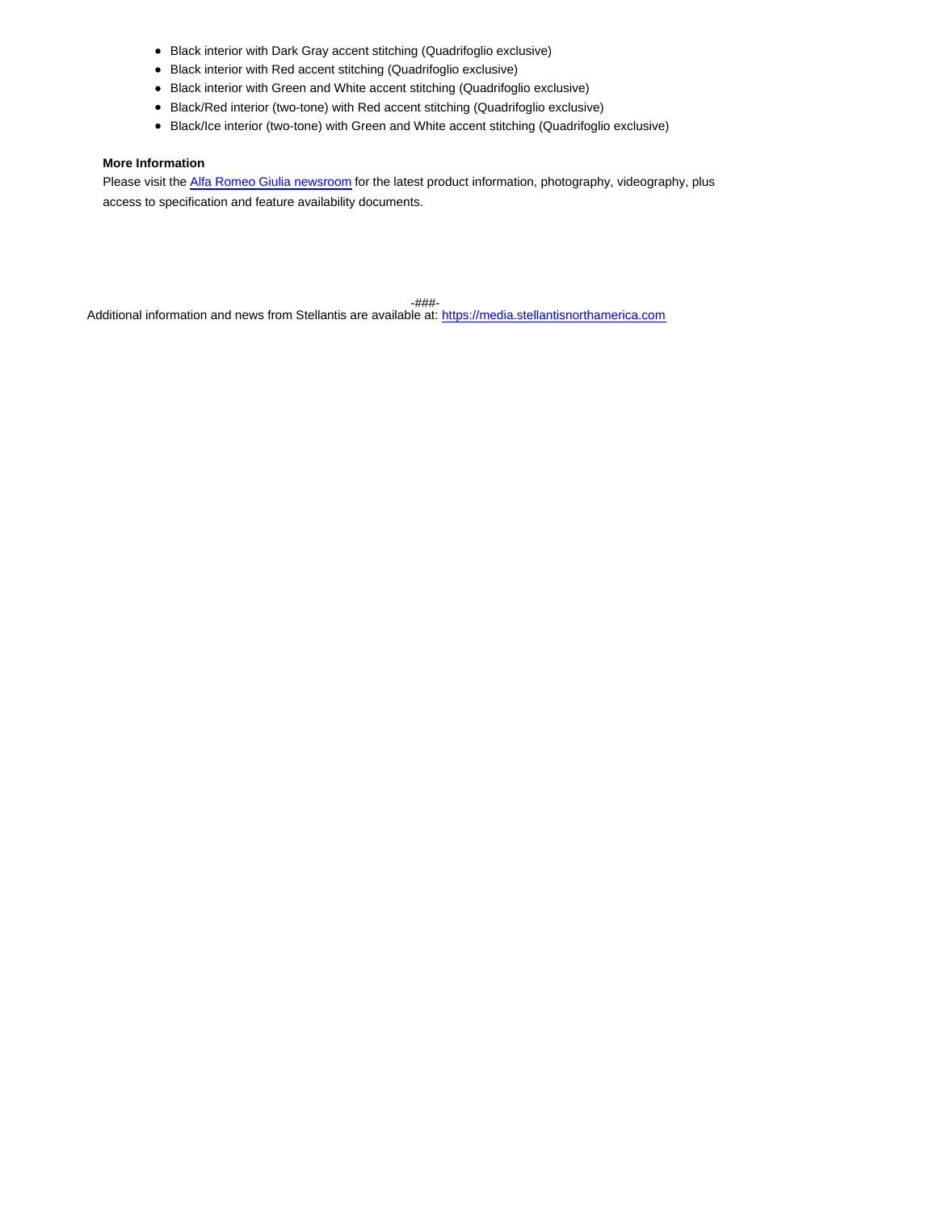- Black interior with Dark Gray accent stitching (Quadrifoglio exclusive)
- Black interior with Red accent stitching (Quadrifoglio exclusive)
- Black interior with Green and White accent stitching (Quadrifoglio exclusive)
- Black/Red interior (two-tone) with Red accent stitching (Quadrifoglio exclusive)
- Black/Ice interior (two-tone) with Green and White accent stitching (Quadrifoglio exclusive)

**More Information**

Please visit the Alfa Romeo Giulia newsroom for the latest product information, photography, videography, plus access to specification and feature availability documents.

-###-

Additional information and news from Stellantis are available at: https://media.stellantisnorthamerica.com